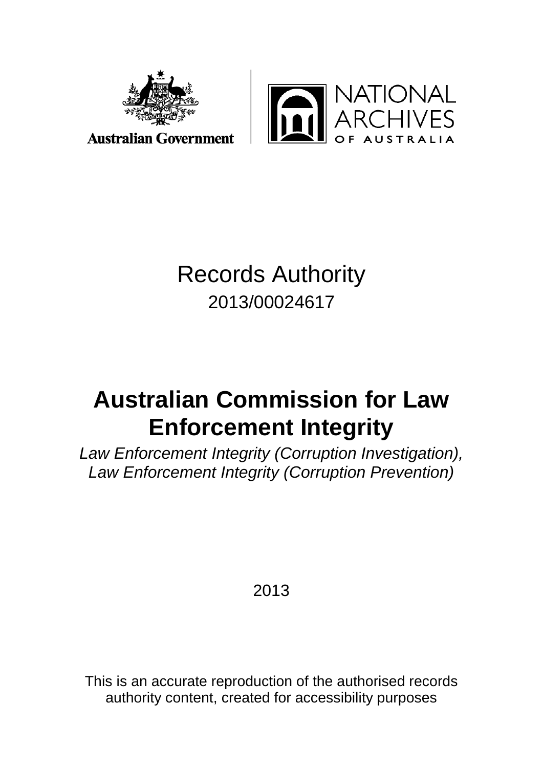Australian Government

NATIONAL ARCHIVES OF AUSTRALIA

# Records Authority

2013/00024617

# Australian Commission for Law Enforcement Integrity

*Law Enforcement Integrity (Corruption Investigation), Law Enforcement Integrity (Corruption Prevention)*

2013

This is an accurate reproduction of the authorised records authority content, created for accessibility purposes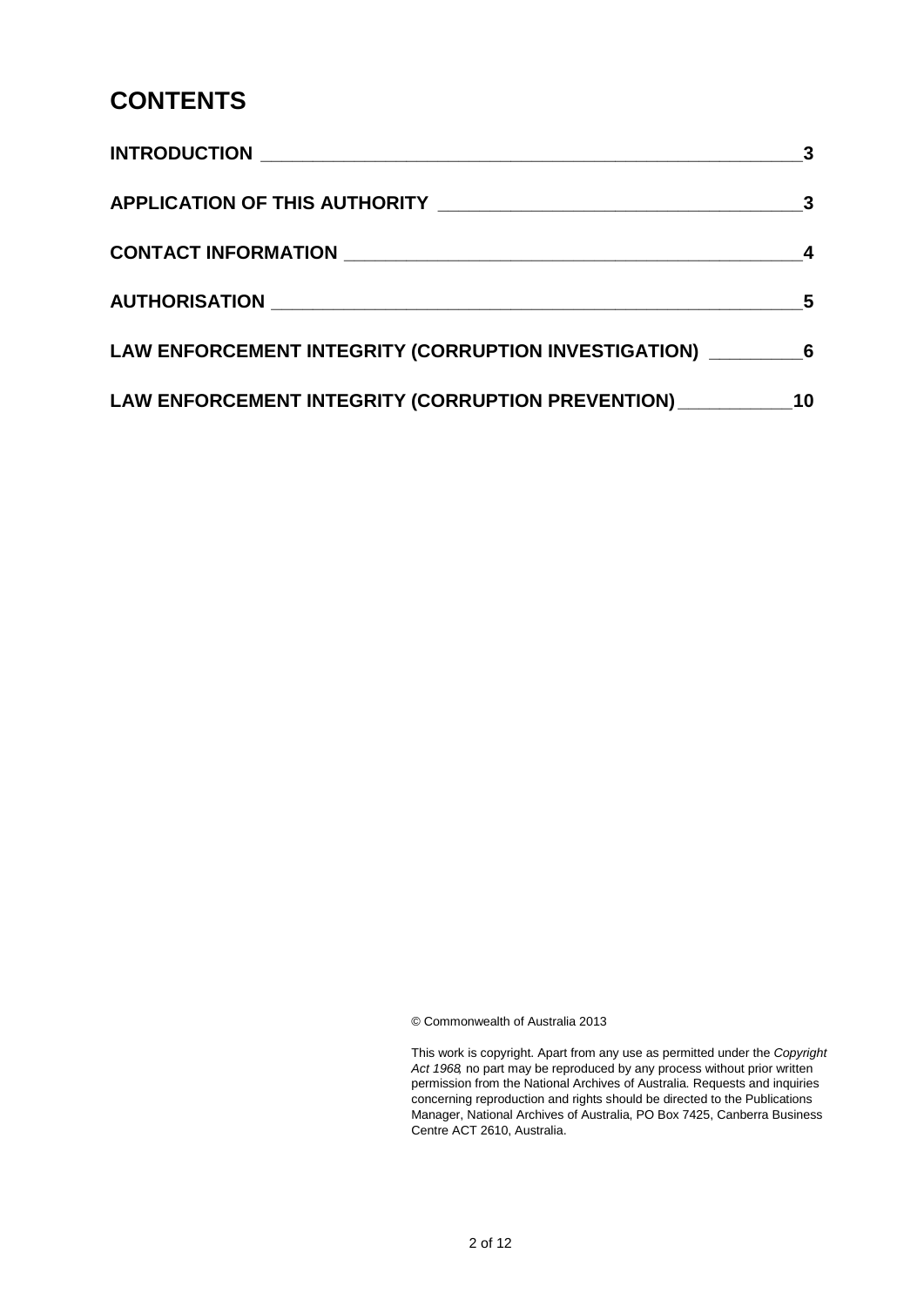# CONTENTS

| | |
|---|---|
| **INTRODUCTION** | **3** |
| **APPLICATION OF THIS AUTHORITY** | **3** |
| **CONTACT INFORMATION** | **4** |
| **AUTHORISATION** | **5** |
| **LAW ENFORCEMENT INTEGRITY (CORRUPTION INVESTIGATION)** | **6** |
| **LAW ENFORCEMENT INTEGRITY (CORRUPTION PREVENTION)** | **10** |

© Commonwealth of Australia 2013

This work is copyright. Apart from any use as permitted under the *Copyright Act 1968*, no part may be reproduced by any process without prior written permission from the National Archives of Australia. Requests and inquiries concerning reproduction and rights should be directed to the Publications Manager, National Archives of Australia, PO Box 7425, Canberra Business Centre ACT 2610, Australia.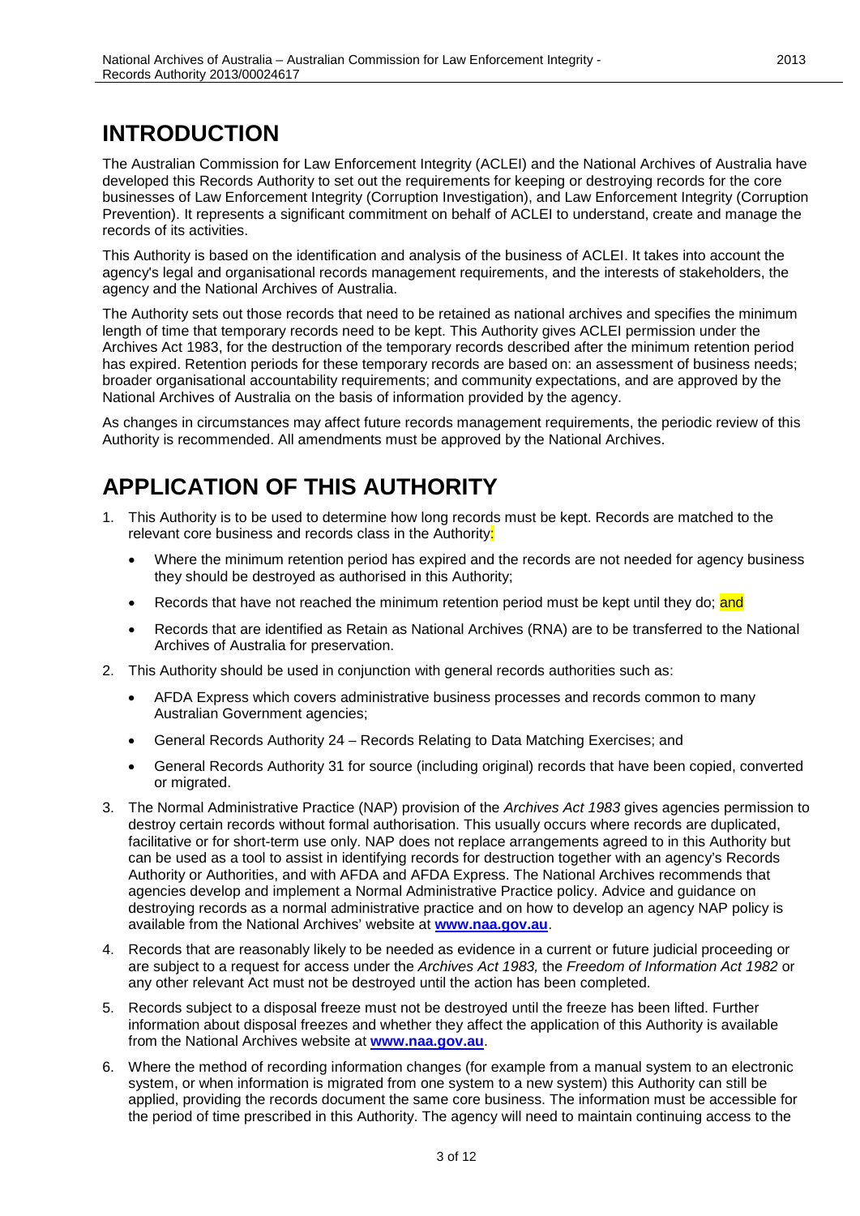# INTRODUCTION

The Australian Commission for Law Enforcement Integrity (ACLEI) and the National Archives of Australia have developed this Records Authority to set out the requirements for keeping or destroying records for the core businesses of Law Enforcement Integrity (Corruption Investigation), and Law Enforcement Integrity (Corruption Prevention). It represents a significant commitment on behalf of ACLEI to understand, create and manage the records of its activities.

This Authority is based on the identification and analysis of the business of ACLEI. It takes into account the agency's legal and organisational records management requirements, and the interests of stakeholders, the agency and the National Archives of Australia.

The Authority sets out those records that need to be retained as national archives and specifies the minimum length of time that temporary records need to be kept. This Authority gives ACLEI permission under the Archives Act 1983, for the destruction of the temporary records described after the minimum retention period has expired. Retention periods for these temporary records are based on: an assessment of business needs; broader organisational accountability requirements; and community expectations, and are approved by the National Archives of Australia on the basis of information provided by the agency.

As changes in circumstances may affect future records management requirements, the periodic review of this Authority is recommended. All amendments must be approved by the National Archives.

# APPLICATION OF THIS AUTHORITY

1. This Authority is to be used to determine how long records must be kept. Records are matched to the relevant core business and records class in the Authority:
   - Where the minimum retention period has expired and the records are not needed for agency business they should be destroyed as authorised in this Authority;
   - Records that have not reached the minimum retention period must be kept until they do; and
   - Records that are identified as Retain as National Archives (RNA) are to be transferred to the National Archives of Australia for preservation.
2. This Authority should be used in conjunction with general records authorities such as:
   - AFDA Express which covers administrative business processes and records common to many Australian Government agencies;
   - General Records Authority 24 – Records Relating to Data Matching Exercises; and
   - General Records Authority 31 for source (including original) records that have been copied, converted or migrated.
3. The Normal Administrative Practice (NAP) provision of the *Archives Act 1983* gives agencies permission to destroy certain records without formal authorisation. This usually occurs where records are duplicated, facilitative or for short-term use only. NAP does not replace arrangements agreed to in this Authority but can be used as a tool to assist in identifying records for destruction together with an agency's Records Authority or Authorities, and with AFDA and AFDA Express. The National Archives recommends that agencies develop and implement a Normal Administrative Practice policy. Advice and guidance on destroying records as a normal administrative practice and on how to develop an agency NAP policy is available from the National Archives' website at **www.naa.gov.au**.
4. Records that are reasonably likely to be needed as evidence in a current or future judicial proceeding or are subject to a request for access under the *Archives Act 1983,* the *Freedom of Information Act 1982* or any other relevant Act must not be destroyed until the action has been completed.
5. Records subject to a disposal freeze must not be destroyed until the freeze has been lifted. Further information about disposal freezes and whether they affect the application of this Authority is available from the National Archives website at **www.naa.gov.au**.
6. Where the method of recording information changes (for example from a manual system to an electronic system, or when information is migrated from one system to a new system) this Authority can still be applied, providing the records document the same core business. The information must be accessible for the period of time prescribed in this Authority. The agency will need to maintain continuing access to the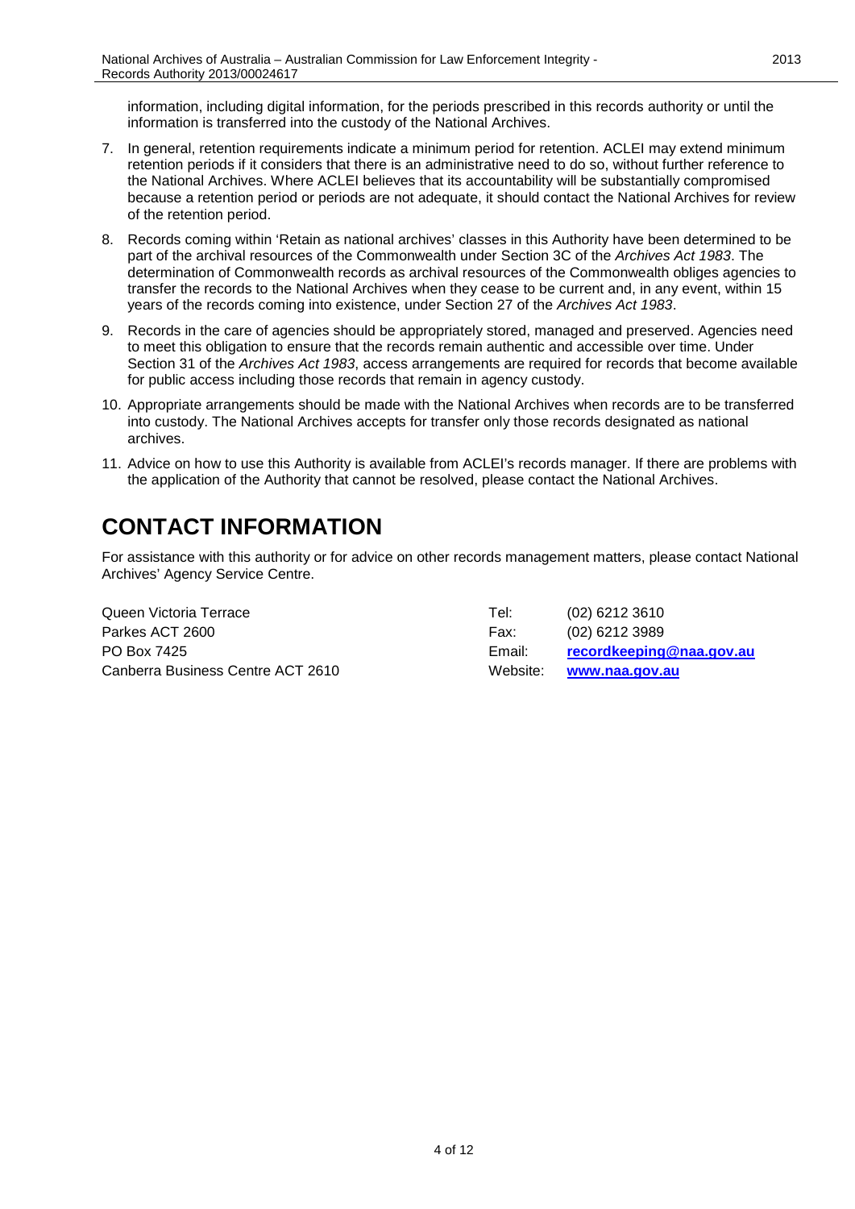information, including digital information, for the periods prescribed in this records authority or until the information is transferred into the custody of the National Archives.

7. In general, retention requirements indicate a minimum period for retention. ACLEI may extend minimum retention periods if it considers that there is an administrative need to do so, without further reference to the National Archives. Where ACLEI believes that its accountability will be substantially compromised because a retention period or periods are not adequate, it should contact the National Archives for review of the retention period.
8. Records coming within 'Retain as national archives' classes in this Authority have been determined to be part of the archival resources of the Commonwealth under Section 3C of the *Archives Act 1983*. The determination of Commonwealth records as archival resources of the Commonwealth obliges agencies to transfer the records to the National Archives when they cease to be current and, in any event, within 15 years of the records coming into existence, under Section 27 of the *Archives Act 1983*.
9. Records in the care of agencies should be appropriately stored, managed and preserved. Agencies need to meet this obligation to ensure that the records remain authentic and accessible over time. Under Section 31 of the *Archives Act 1983*, access arrangements are required for records that become available for public access including those records that remain in agency custody.
10. Appropriate arrangements should be made with the National Archives when records are to be transferred into custody. The National Archives accepts for transfer only those records designated as national archives.
11. Advice on how to use this Authority is available from ACLEI's records manager. If there are problems with the application of the Authority that cannot be resolved, please contact the National Archives.

# CONTACT INFORMATION

For assistance with this authority or for advice on other records management matters, please contact National Archives' Agency Service Centre.

| | | |
|---|---|---|
| Queen Victoria Terrace | Tel: | (02) 6212 3610 |
| Parkes ACT 2600 | Fax: | (02) 6212 3989 |
| PO Box 7425 | Email: | **recordkeeping@naa.gov.au** |
| Canberra Business Centre ACT 2610 | Website: | **www.naa.gov.au** |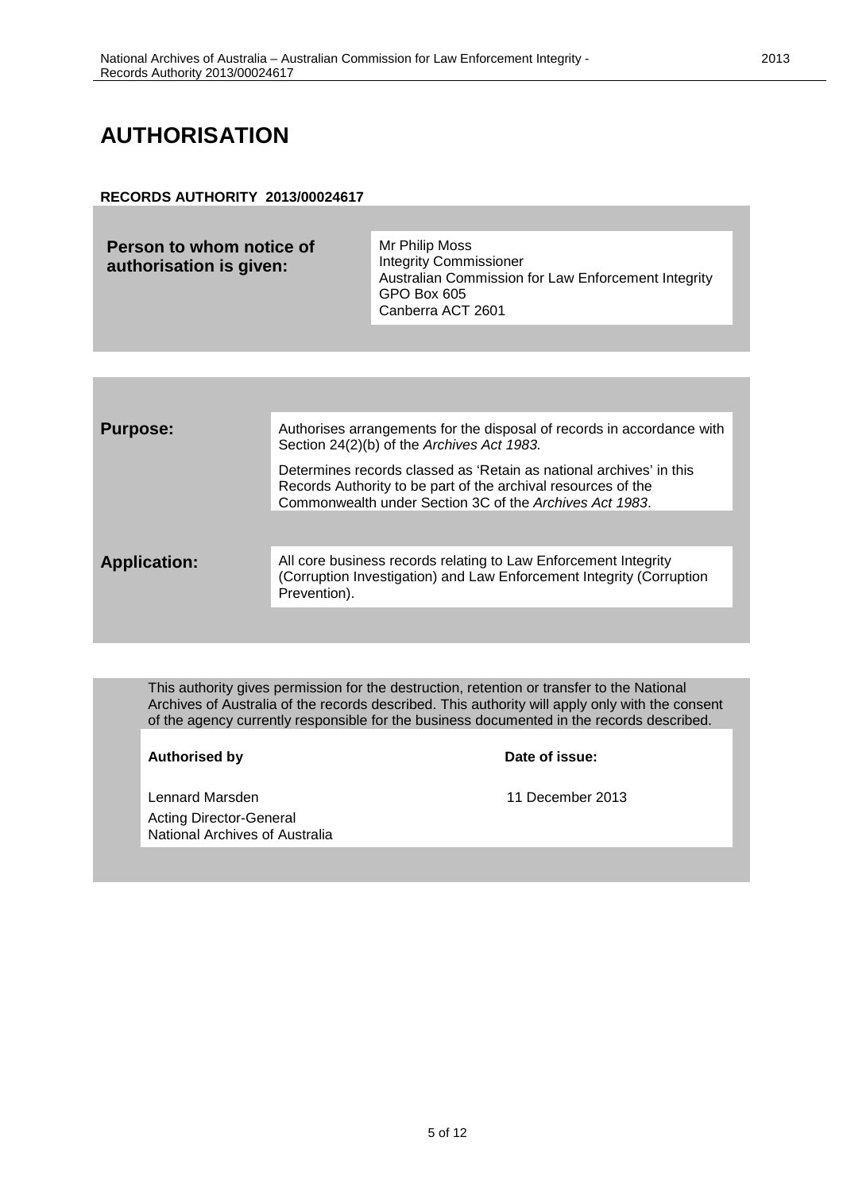# AUTHORISATION

**RECORDS AUTHORITY 2013/00024617**

| **Person to whom notice of authorisation is given:** | Mr Philip Moss<br>Integrity Commissioner<br>Australian Commission for Law Enforcement Integrity<br>GPO Box 605<br>Canberra ACT 2601 |
|---|---|

| | |
|---|---|
| **Purpose:** | Authorises arrangements for the disposal of records in accordance with Section 24(2)(b) of the *Archives Act 1983.*<br><br>Determines records classed as 'Retain as national archives' in this Records Authority to be part of the archival resources of the Commonwealth under Section 3C of the *Archives Act 1983*. |
| **Application:** | All core business records relating to Law Enforcement Integrity (Corruption Investigation) and Law Enforcement Integrity (Corruption Prevention). |

This authority gives permission for the destruction, retention or transfer to the National Archives of Australia of the records described. This authority will apply only with the consent of the agency currently responsible for the business documented in the records described.

| **Authorised by** | **Date of issue:** |
|---|---|
| Lennard Marsden<br>Acting Director-General<br>National Archives of Australia | 11 December 2013 |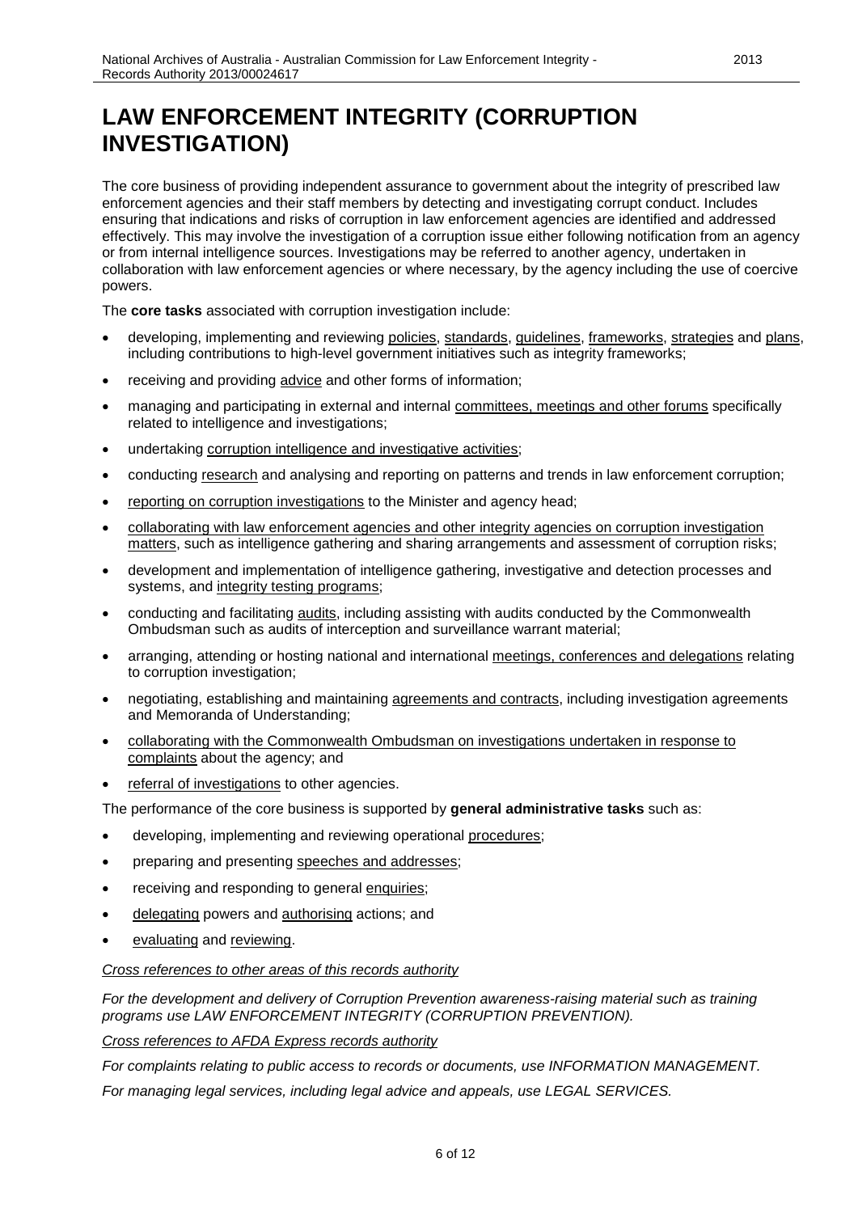# LAW ENFORCEMENT INTEGRITY (CORRUPTION INVESTIGATION)

The core business of providing independent assurance to government about the integrity of prescribed law enforcement agencies and their staff members by detecting and investigating corrupt conduct. Includes ensuring that indications and risks of corruption in law enforcement agencies are identified and addressed effectively. This may involve the investigation of a corruption issue either following notification from an agency or from internal intelligence sources. Investigations may be referred to another agency, undertaken in collaboration with law enforcement agencies or where necessary, by the agency including the use of coercive powers.

The **core tasks** associated with corruption investigation include:

- developing, implementing and reviewing policies, standards, guidelines, frameworks, strategies and plans, including contributions to high-level government initiatives such as integrity frameworks;
- receiving and providing advice and other forms of information;
- managing and participating in external and internal committees, meetings and other forums specifically related to intelligence and investigations;
- undertaking corruption intelligence and investigative activities;
- conducting research and analysing and reporting on patterns and trends in law enforcement corruption;
- reporting on corruption investigations to the Minister and agency head;
- collaborating with law enforcement agencies and other integrity agencies on corruption investigation matters, such as intelligence gathering and sharing arrangements and assessment of corruption risks;
- development and implementation of intelligence gathering, investigative and detection processes and systems, and integrity testing programs;
- conducting and facilitating audits, including assisting with audits conducted by the Commonwealth Ombudsman such as audits of interception and surveillance warrant material;
- arranging, attending or hosting national and international meetings, conferences and delegations relating to corruption investigation;
- negotiating, establishing and maintaining agreements and contracts, including investigation agreements and Memoranda of Understanding;
- collaborating with the Commonwealth Ombudsman on investigations undertaken in response to complaints about the agency; and
- referral of investigations to other agencies.

The performance of the core business is supported by **general administrative tasks** such as:

- developing, implementing and reviewing operational procedures;
- preparing and presenting speeches and addresses;
- receiving and responding to general enquiries;
- delegating powers and authorising actions; and
- evaluating and reviewing.

*Cross references to other areas of this records authority*

*For the development and delivery of Corruption Prevention awareness-raising material such as training programs use LAW ENFORCEMENT INTEGRITY (CORRUPTION PREVENTION).*

*Cross references to AFDA Express records authority*

*For complaints relating to public access to records or documents, use INFORMATION MANAGEMENT.*

*For managing legal services, including legal advice and appeals, use LEGAL SERVICES.*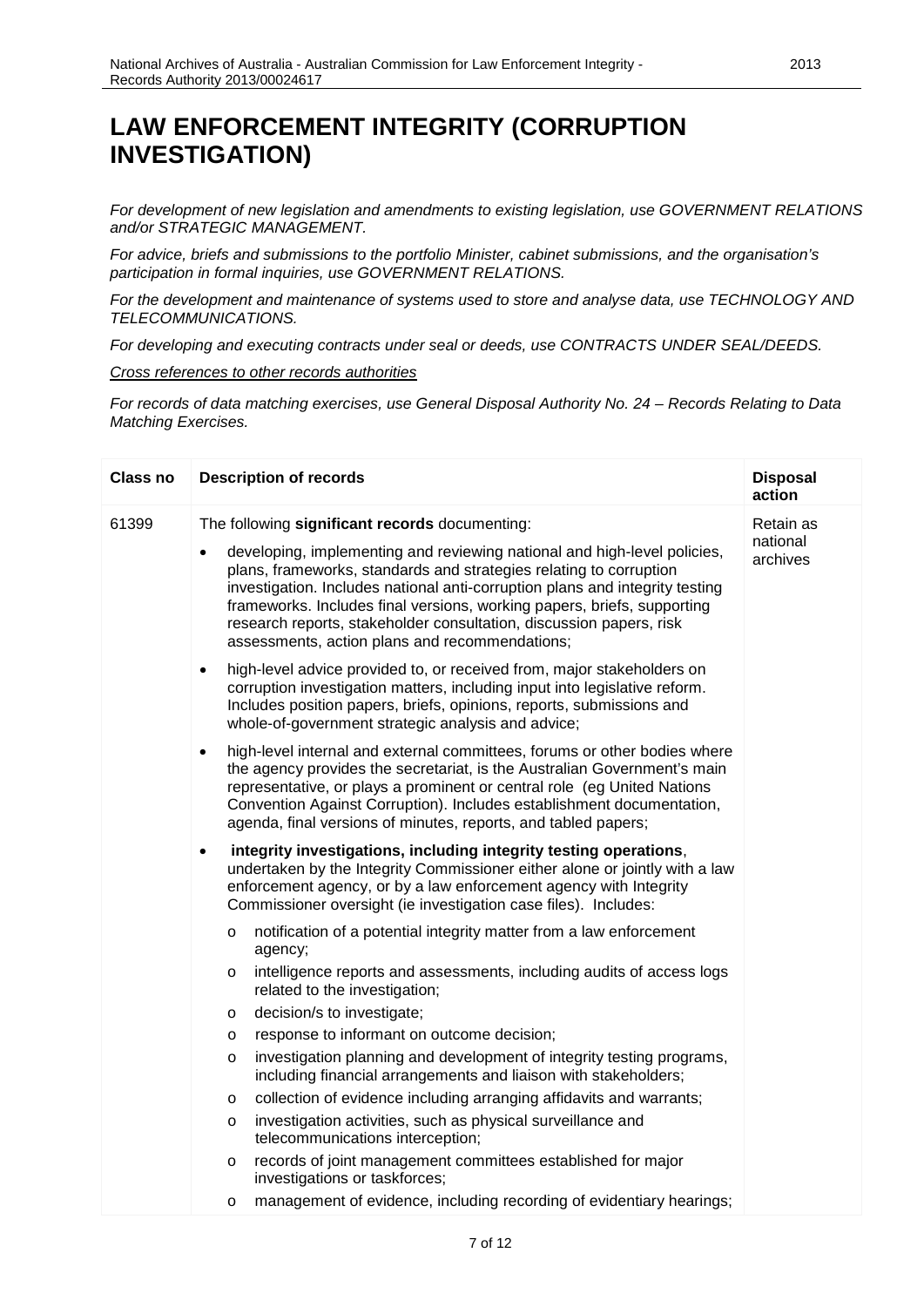# LAW ENFORCEMENT INTEGRITY (CORRUPTION INVESTIGATION)

*For development of new legislation and amendments to existing legislation, use GOVERNMENT RELATIONS and/or STRATEGIC MANAGEMENT.*

*For advice, briefs and submissions to the portfolio Minister, cabinet submissions, and the organisation's participation in formal inquiries, use GOVERNMENT RELATIONS.*

*For the development and maintenance of systems used to store and analyse data, use TECHNOLOGY AND TELECOMMUNICATIONS.*

*For developing and executing contracts under seal or deeds, use CONTRACTS UNDER SEAL/DEEDS.*

*Cross references to other records authorities*

*For records of data matching exercises, use General Disposal Authority No. 24 – Records Relating to Data Matching Exercises.*

| Class no | Description of records | Disposal action |
|---|---|---|
| 61399 | The following **significant records** documenting:<br>• developing, implementing and reviewing national and high-level policies, plans, frameworks, standards and strategies relating to corruption investigation. Includes national anti-corruption plans and integrity testing frameworks. Includes final versions, working papers, briefs, supporting research reports, stakeholder consultation, discussion papers, risk assessments, action plans and recommendations;<br>• high-level advice provided to, or received from, major stakeholders on corruption investigation matters, including input into legislative reform. Includes position papers, briefs, opinions, reports, submissions and whole-of-government strategic analysis and advice;<br>• high-level internal and external committees, forums or other bodies where the agency provides the secretariat, is the Australian Government's main representative, or plays a prominent or central role (eg United Nations Convention Against Corruption). Includes establishment documentation, agenda, final versions of minutes, reports, and tabled papers;<br>• **integrity investigations, including integrity testing operations**, undertaken by the Integrity Commissioner either alone or jointly with a law enforcement agency, or by a law enforcement agency with Integrity Commissioner oversight (ie investigation case files). Includes:<br>o notification of a potential integrity matter from a law enforcement agency;<br>o intelligence reports and assessments, including audits of access logs related to the investigation;<br>o decision/s to investigate;<br>o response to informant on outcome decision;<br>o investigation planning and development of integrity testing programs, including financial arrangements and liaison with stakeholders;<br>o collection of evidence including arranging affidavits and warrants;<br>o investigation activities, such as physical surveillance and telecommunications interception;<br>o records of joint management committees established for major investigations or taskforces;<br>o management of evidence, including recording of evidentiary hearings; | Retain as national archives |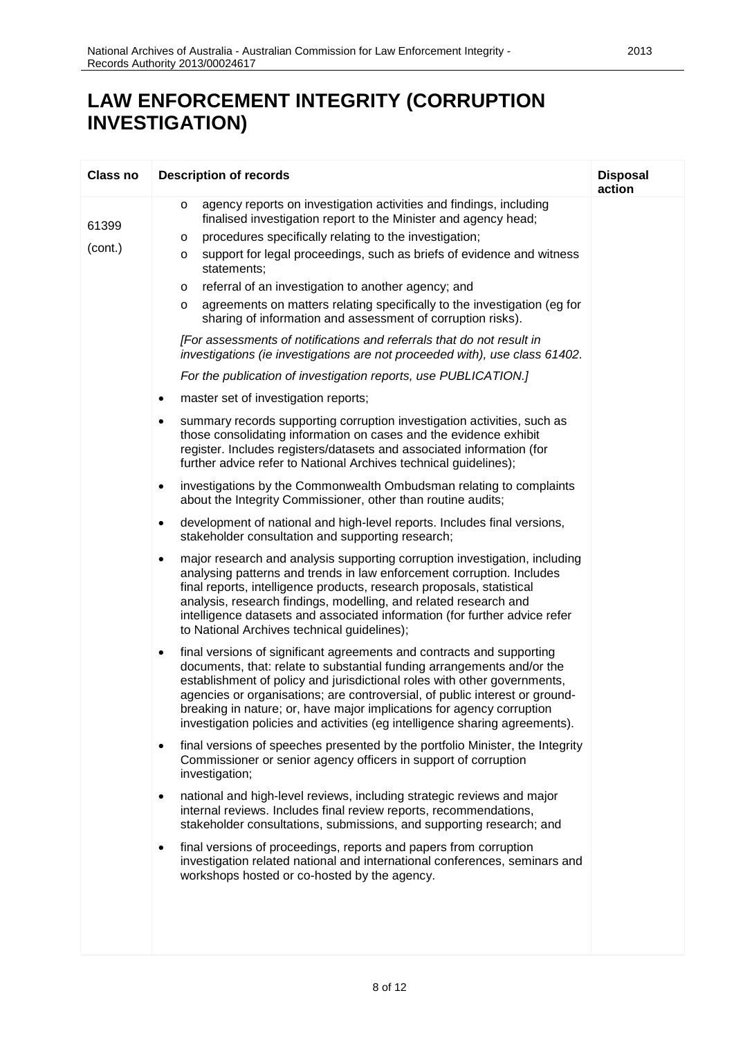# LAW ENFORCEMENT INTEGRITY (CORRUPTION INVESTIGATION)

| Class no | Description of records | Disposal action |
|---|---|---|
| 61399<br><br>(cont.) | o agency reports on investigation activities and findings, including finalised investigation report to the Minister and agency head;<br>o procedures specifically relating to the investigation;<br>o support for legal proceedings, such as briefs of evidence and witness statements;<br>o referral of an investigation to another agency; and<br>o agreements on matters relating specifically to the investigation (eg for sharing of information and assessment of corruption risks).<br><br>*[For assessments of notifications and referrals that do not result in investigations (ie investigations are not proceeded with), use class 61402.*<br><br>*For the publication of investigation reports, use PUBLICATION.]*<br><br>• master set of investigation reports;<br><br>• summary records supporting corruption investigation activities, such as those consolidating information on cases and the evidence exhibit register. Includes registers/datasets and associated information (for further advice refer to National Archives technical guidelines);<br><br>• investigations by the Commonwealth Ombudsman relating to complaints about the Integrity Commissioner, other than routine audits;<br><br>• development of national and high-level reports. Includes final versions, stakeholder consultation and supporting research;<br><br>• major research and analysis supporting corruption investigation, including analysing patterns and trends in law enforcement corruption. Includes final reports, intelligence products, research proposals, statistical analysis, research findings, modelling, and related research and intelligence datasets and associated information (for further advice refer to National Archives technical guidelines);<br><br>• final versions of significant agreements and contracts and supporting documents, that: relate to substantial funding arrangements and/or the establishment of policy and jurisdictional roles with other governments, agencies or organisations; are controversial, of public interest or ground-breaking in nature; or, have major implications for agency corruption investigation policies and activities (eg intelligence sharing agreements).<br><br>• final versions of speeches presented by the portfolio Minister, the Integrity Commissioner or senior agency officers in support of corruption investigation;<br><br>• national and high-level reviews, including strategic reviews and major internal reviews. Includes final review reports, recommendations, stakeholder consultations, submissions, and supporting research; and<br><br>• final versions of proceedings, reports and papers from corruption investigation related national and international conferences, seminars and workshops hosted or co-hosted by the agency. | |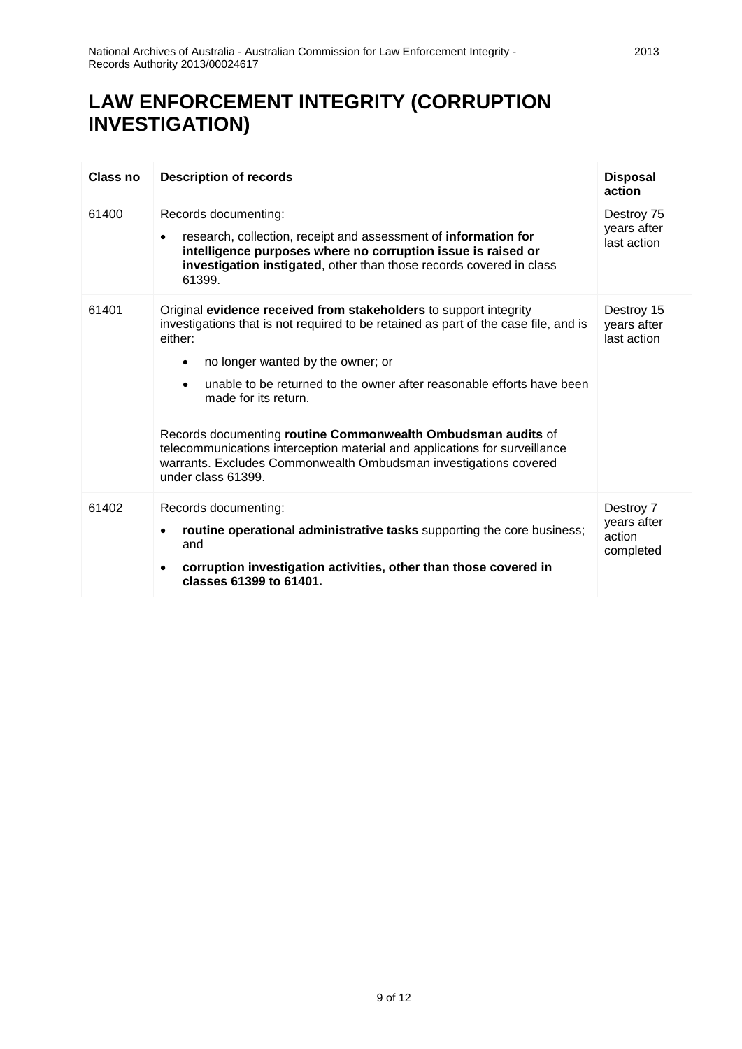# LAW ENFORCEMENT INTEGRITY (CORRUPTION INVESTIGATION)

| Class no | Description of records | Disposal action |
| --- | --- | --- |
| 61400 | Records documenting:<br>• research, collection, receipt and assessment of **information for intelligence purposes where no corruption issue is raised or investigation instigated**, other than those records covered in class 61399. | Destroy 75 years after last action |
| 61401 | Original **evidence received from stakeholders** to support integrity investigations that is not required to be retained as part of the case file, and is either:<br>• no longer wanted by the owner; or<br>• unable to be returned to the owner after reasonable efforts have been made for its return.<br><br>Records documenting **routine Commonwealth Ombudsman audits** of telecommunications interception material and applications for surveillance warrants. Excludes Commonwealth Ombudsman investigations covered under class 61399. | Destroy 15 years after last action |
| 61402 | Records documenting:<br>• **routine operational administrative tasks** supporting the core business; and<br>• **corruption investigation activities, other than those covered in classes 61399 to 61401.** | Destroy 7 years after action completed |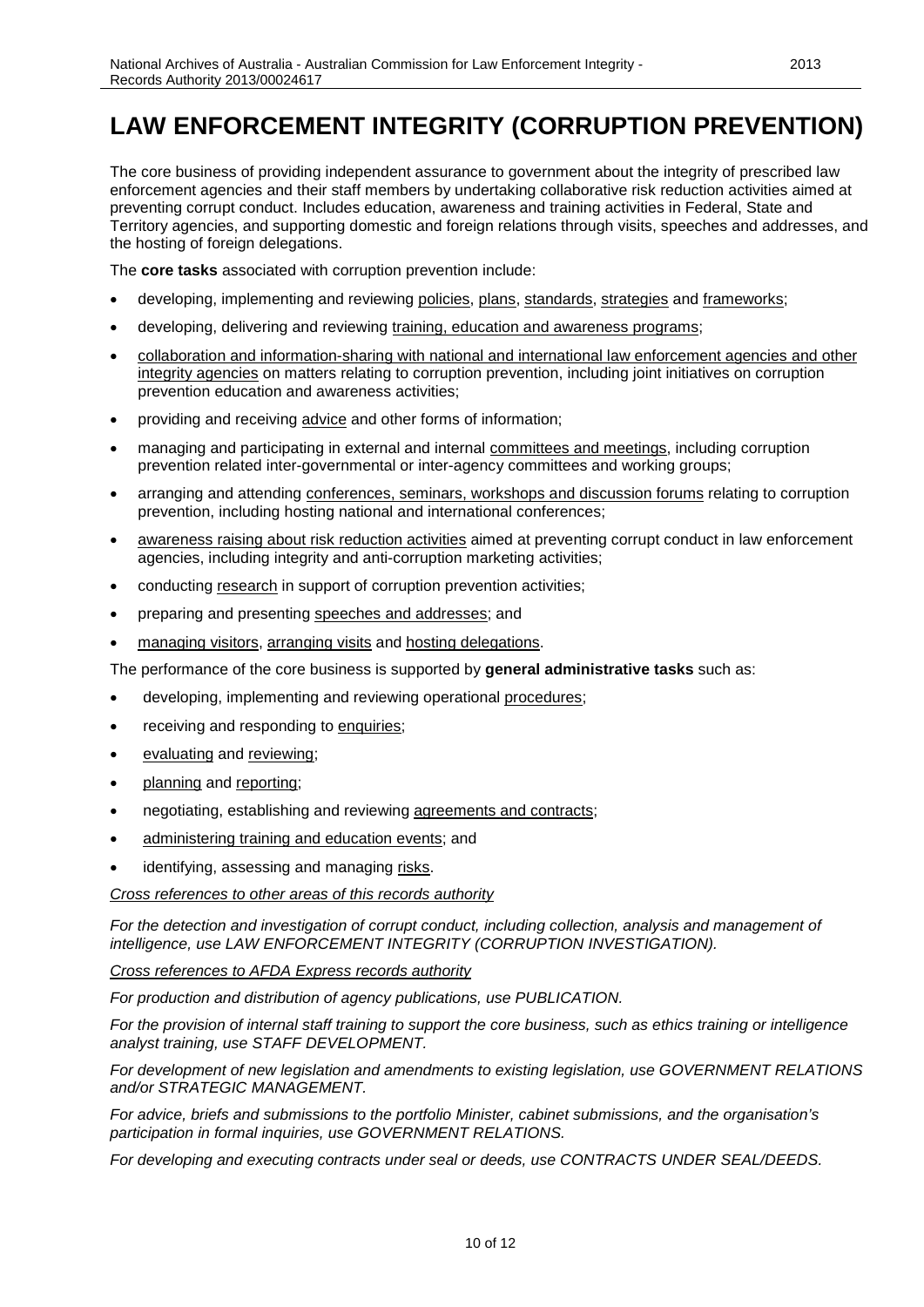# LAW ENFORCEMENT INTEGRITY (CORRUPTION PREVENTION)

The core business of providing independent assurance to government about the integrity of prescribed law enforcement agencies and their staff members by undertaking collaborative risk reduction activities aimed at preventing corrupt conduct. Includes education, awareness and training activities in Federal, State and Territory agencies, and supporting domestic and foreign relations through visits, speeches and addresses, and the hosting of foreign delegations.

The **core tasks** associated with corruption prevention include:

- developing, implementing and reviewing policies, plans, standards, strategies and frameworks;
- developing, delivering and reviewing training, education and awareness programs;
- collaboration and information-sharing with national and international law enforcement agencies and other integrity agencies on matters relating to corruption prevention, including joint initiatives on corruption prevention education and awareness activities;
- providing and receiving advice and other forms of information;
- managing and participating in external and internal committees and meetings, including corruption prevention related inter-governmental or inter-agency committees and working groups;
- arranging and attending conferences, seminars, workshops and discussion forums relating to corruption prevention, including hosting national and international conferences;
- awareness raising about risk reduction activities aimed at preventing corrupt conduct in law enforcement agencies, including integrity and anti-corruption marketing activities;
- conducting research in support of corruption prevention activities;
- preparing and presenting speeches and addresses; and
- managing visitors, arranging visits and hosting delegations.

The performance of the core business is supported by **general administrative tasks** such as:

- developing, implementing and reviewing operational procedures;
- receiving and responding to enquiries;
- evaluating and reviewing;
- planning and reporting;
- negotiating, establishing and reviewing agreements and contracts;
- administering training and education events; and
- identifying, assessing and managing risks.

*Cross references to other areas of this records authority*

*For the detection and investigation of corrupt conduct, including collection, analysis and management of intelligence, use LAW ENFORCEMENT INTEGRITY (CORRUPTION INVESTIGATION).*

*Cross references to AFDA Express records authority*

*For production and distribution of agency publications, use PUBLICATION.*

*For the provision of internal staff training to support the core business, such as ethics training or intelligence analyst training, use STAFF DEVELOPMENT.*

*For development of new legislation and amendments to existing legislation, use GOVERNMENT RELATIONS and/or STRATEGIC MANAGEMENT.*

*For advice, briefs and submissions to the portfolio Minister, cabinet submissions, and the organisation's participation in formal inquiries, use GOVERNMENT RELATIONS.*

*For developing and executing contracts under seal or deeds, use CONTRACTS UNDER SEAL/DEEDS.*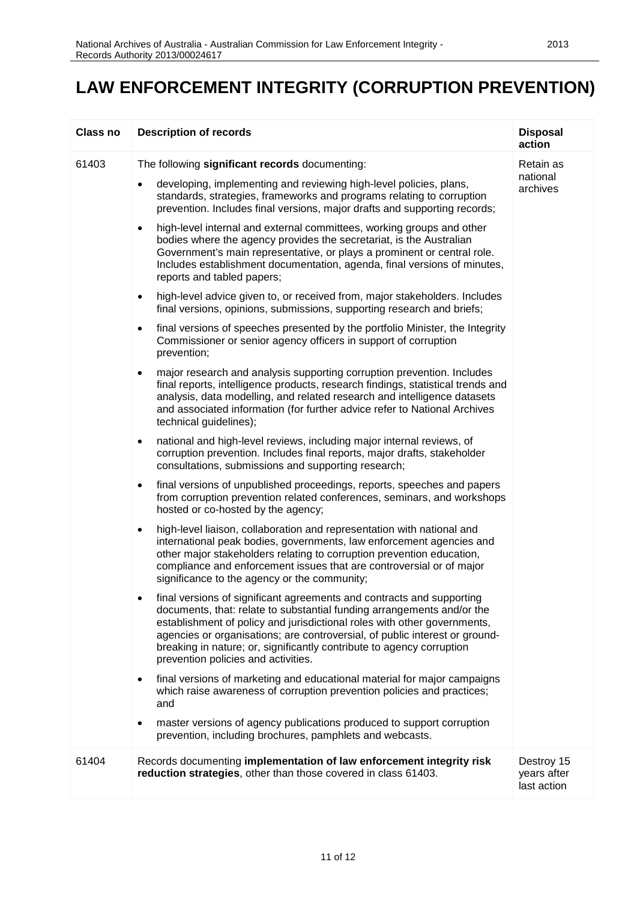# LAW ENFORCEMENT INTEGRITY (CORRUPTION PREVENTION)

| Class no | Description of records | Disposal action |
|---|---|---|
| 61403 | The following **significant records** documenting:<br>• developing, implementing and reviewing high-level policies, plans, standards, strategies, frameworks and programs relating to corruption prevention. Includes final versions, major drafts and supporting records;<br>• high-level internal and external committees, working groups and other bodies where the agency provides the secretariat, is the Australian Government's main representative, or plays a prominent or central role. Includes establishment documentation, agenda, final versions of minutes, reports and tabled papers;<br>• high-level advice given to, or received from, major stakeholders. Includes final versions, opinions, submissions, supporting research and briefs;<br>• final versions of speeches presented by the portfolio Minister, the Integrity Commissioner or senior agency officers in support of corruption prevention;<br>• major research and analysis supporting corruption prevention. Includes final reports, intelligence products, research findings, statistical trends and analysis, data modelling, and related research and intelligence datasets and associated information (for further advice refer to National Archives technical guidelines);<br>• national and high-level reviews, including major internal reviews, of corruption prevention. Includes final reports, major drafts, stakeholder consultations, submissions and supporting research;<br>• final versions of unpublished proceedings, reports, speeches and papers from corruption prevention related conferences, seminars, and workshops hosted or co-hosted by the agency;<br>• high-level liaison, collaboration and representation with national and international peak bodies, governments, law enforcement agencies and other major stakeholders relating to corruption prevention education, compliance and enforcement issues that are controversial or of major significance to the agency or the community;<br>• final versions of significant agreements and contracts and supporting documents, that: relate to substantial funding arrangements and/or the establishment of policy and jurisdictional roles with other governments, agencies or organisations; are controversial, of public interest or ground-breaking in nature; or, significantly contribute to agency corruption prevention policies and activities.<br>• final versions of marketing and educational material for major campaigns which raise awareness of corruption prevention policies and practices; and<br>• master versions of agency publications produced to support corruption prevention, including brochures, pamphlets and webcasts. | Retain as national archives |
| 61404 | Records documenting **implementation of law enforcement integrity risk reduction strategies**, other than those covered in class 61403. | Destroy 15 years after last action |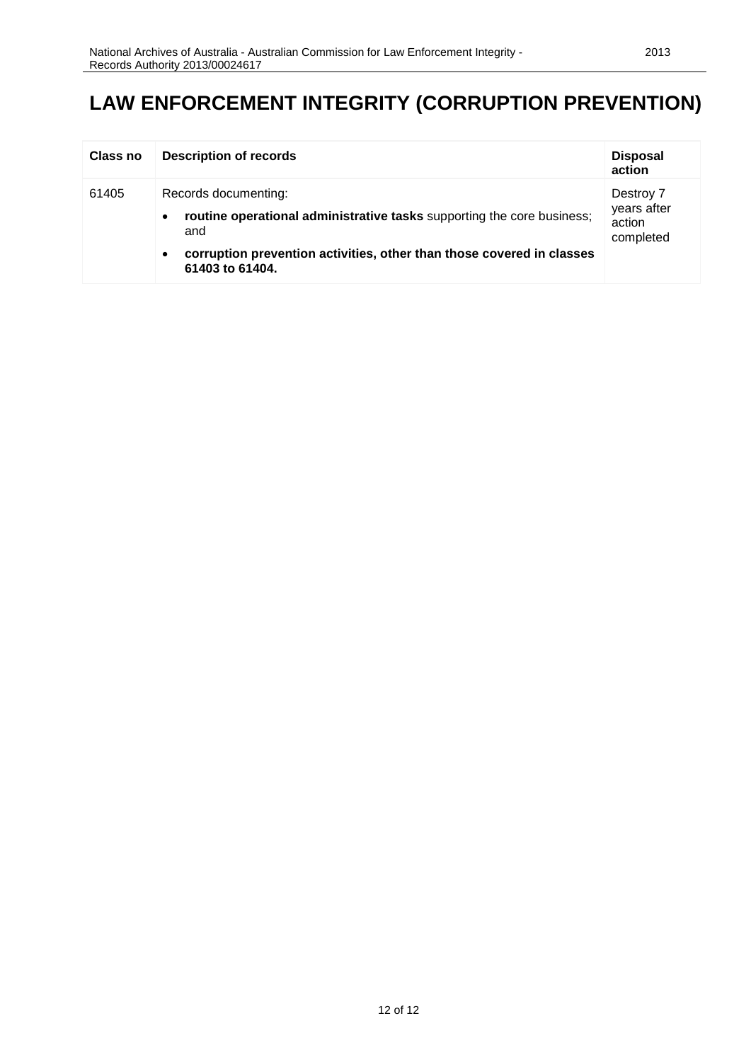# LAW ENFORCEMENT INTEGRITY (CORRUPTION PREVENTION)

| Class no | Description of records | Disposal action |
|---|---|---|
| 61405 | Records documenting:<br>• **routine operational administrative tasks** supporting the core business; and<br>• **corruption prevention activities, other than those covered in classes 61403 to 61404.** | Destroy 7 years after action completed |